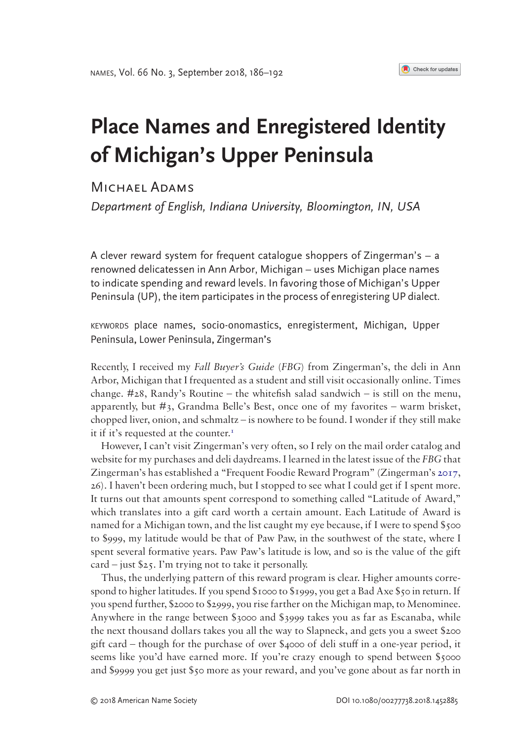# Place Names and Enregistered Identity of Michigan's Upper Peninsula

Michael Adams

*Department of English, Indiana University, Bloomington, IN, USA*

A clever reward system for frequent catalogue shoppers of Zingerman's – a renowned delicatessen in Ann Arbor, Michigan – uses Michigan place names to indicate spending and reward levels. In favoring those of Michigan's Upper Peninsula (UP), the item participates in the process of enregistering UP dialect.

KEYWORDS place names, socio-onomastics, enregisterment, Michigan, Upper Peninsula, Lower Peninsula, Zingerman's

Recently, I received my *Fall Buyer's Guide* (*FBG*) from Zingerman's, the deli in Ann Arbor, Michigan that I frequented as a student and still visit occasionally online. Times change. #28, Randy's Routine – the whitefish salad sandwich – is still on the menu, apparently, but #3, Grandma Belle's Best, once one of my favorites – warm brisket, chopped liver, onion, and schmaltz – is nowhere to be found. I wonder if they still make it if it's requested at the counter.[1]

However, I can't visit Zingerman's very often, so I rely on the mail order catalog and website for my purchases and deli daydreams. I learned in the latest issue of the *FBG* that Zingerman's has established a "Frequent Foodie Reward Program" (Zingerman's 2017, 26). I haven't been ordering much, but I stopped to see what I could get if I spent more. It turns out that amounts spent correspond to something called "Latitude of Award," which translates into a gift card worth a certain amount. Each Latitude of Award is named for a Michigan town, and the list caught my eye because, if I were to spend $500 to $999, my latitude would be that of Paw Paw, in the southwest of the state, where I spent several formative years. Paw Paw's latitude is low, and so is the value of the gift card – just $25. I'm trying not to take it personally.

Thus, the underlying pattern of this reward program is clear. Higher amounts correspond to higher latitudes. If you spend $1000 to $1999, you get a Bad Axe $50 in return. If you spend further, $2000 to $2999, you rise farther on the Michigan map, to Menominee. Anywhere in the range between $3000 and $3999 takes you as far as Escanaba, while the next thousand dollars takes you all the way to Slapneck, and gets you a sweet $200 gift card – though for the purchase of over $4000 of deli stuff in a one-year period, it seems like you'd have earned more. If you're crazy enough to spend between $5000 and $9999 you get just $50 more as your reward, and you've gone about as far north in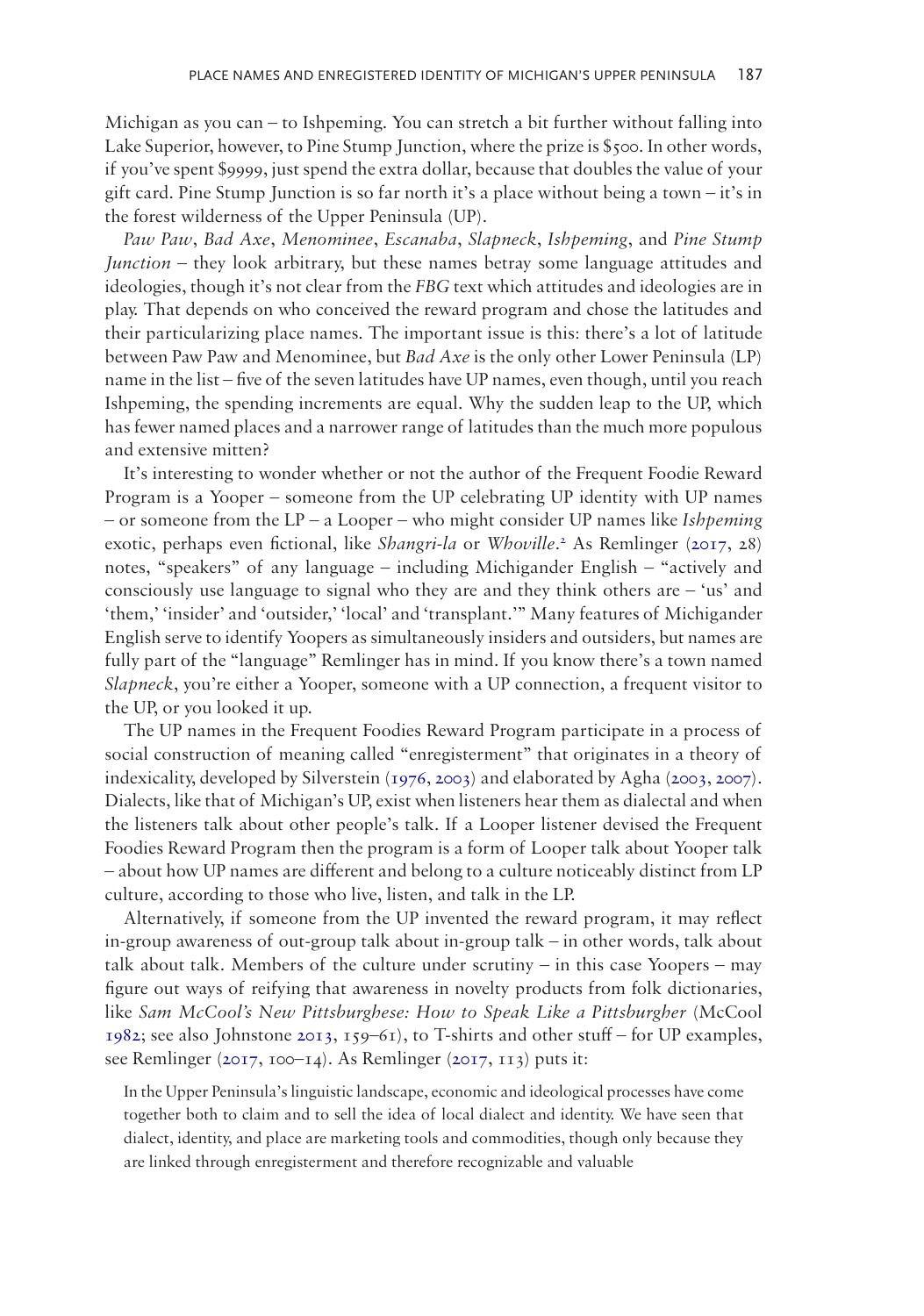Michigan as you can – to Ishpeming. You can stretch a bit further without falling into Lake Superior, however, to Pine Stump Junction, where the prize is $500. In other words, if you've spent $9999, just spend the extra dollar, because that doubles the value of your gift card. Pine Stump Junction is so far north it's a place without being a town – it's in the forest wilderness of the Upper Peninsula (UP).

*Paw Paw*, *Bad Axe*, *Menominee*, *Escanaba*, *Slapneck*, *Ishpeming*, and *Pine Stump Junction* – they look arbitrary, but these names betray some language attitudes and ideologies, though it's not clear from the *FBG* text which attitudes and ideologies are in play. That depends on who conceived the reward program and chose the latitudes and their particularizing place names. The important issue is this: there's a lot of latitude between Paw Paw and Menominee, but *Bad Axe* is the only other Lower Peninsula (LP) name in the list – five of the seven latitudes have UP names, even though, until you reach Ishpeming, the spending increments are equal. Why the sudden leap to the UP, which has fewer named places and a narrower range of latitudes than the much more populous and extensive mitten?

It's interesting to wonder whether or not the author of the Frequent Foodie Reward Program is a Yooper – someone from the UP celebrating UP identity with UP names – or someone from the LP – a Looper – who might consider UP names like *Ishpeming* exotic, perhaps even fictional, like *Shangri-la* or *Whoville*.[2] As Remlinger (2017, 28) notes, "speakers" of any language – including Michigander English – "actively and consciously use language to signal who they are and they think others are – 'us' and 'them,' 'insider' and 'outsider,' 'local' and 'transplant.'" Many features of Michigander English serve to identify Yoopers as simultaneously insiders and outsiders, but names are fully part of the "language" Remlinger has in mind. If you know there's a town named *Slapneck*, you're either a Yooper, someone with a UP connection, a frequent visitor to the UP, or you looked it up.

The UP names in the Frequent Foodies Reward Program participate in a process of social construction of meaning called "enregisterment" that originates in a theory of indexicality, developed by Silverstein (1976, 2003) and elaborated by Agha (2003, 2007). Dialects, like that of Michigan's UP, exist when listeners hear them as dialectal and when the listeners talk about other people's talk. If a Looper listener devised the Frequent Foodies Reward Program then the program is a form of Looper talk about Yooper talk – about how UP names are different and belong to a culture noticeably distinct from LP culture, according to those who live, listen, and talk in the LP.

Alternatively, if someone from the UP invented the reward program, it may reflect in-group awareness of out-group talk about in-group talk – in other words, talk about talk about talk. Members of the culture under scrutiny – in this case Yoopers – may figure out ways of reifying that awareness in novelty products from folk dictionaries, like *Sam McCool's New Pittsburghese: How to Speak Like a Pittsburgher* (McCool 1982; see also Johnstone 2013, 159–61), to T-shirts and other stuff – for UP examples, see Remlinger (2017, 100–14). As Remlinger (2017, 113) puts it:

> In the Upper Peninsula's linguistic landscape, economic and ideological processes have come together both to claim and to sell the idea of local dialect and identity. We have seen that dialect, identity, and place are marketing tools and commodities, though only because they are linked through enregisterment and therefore recognizable and valuable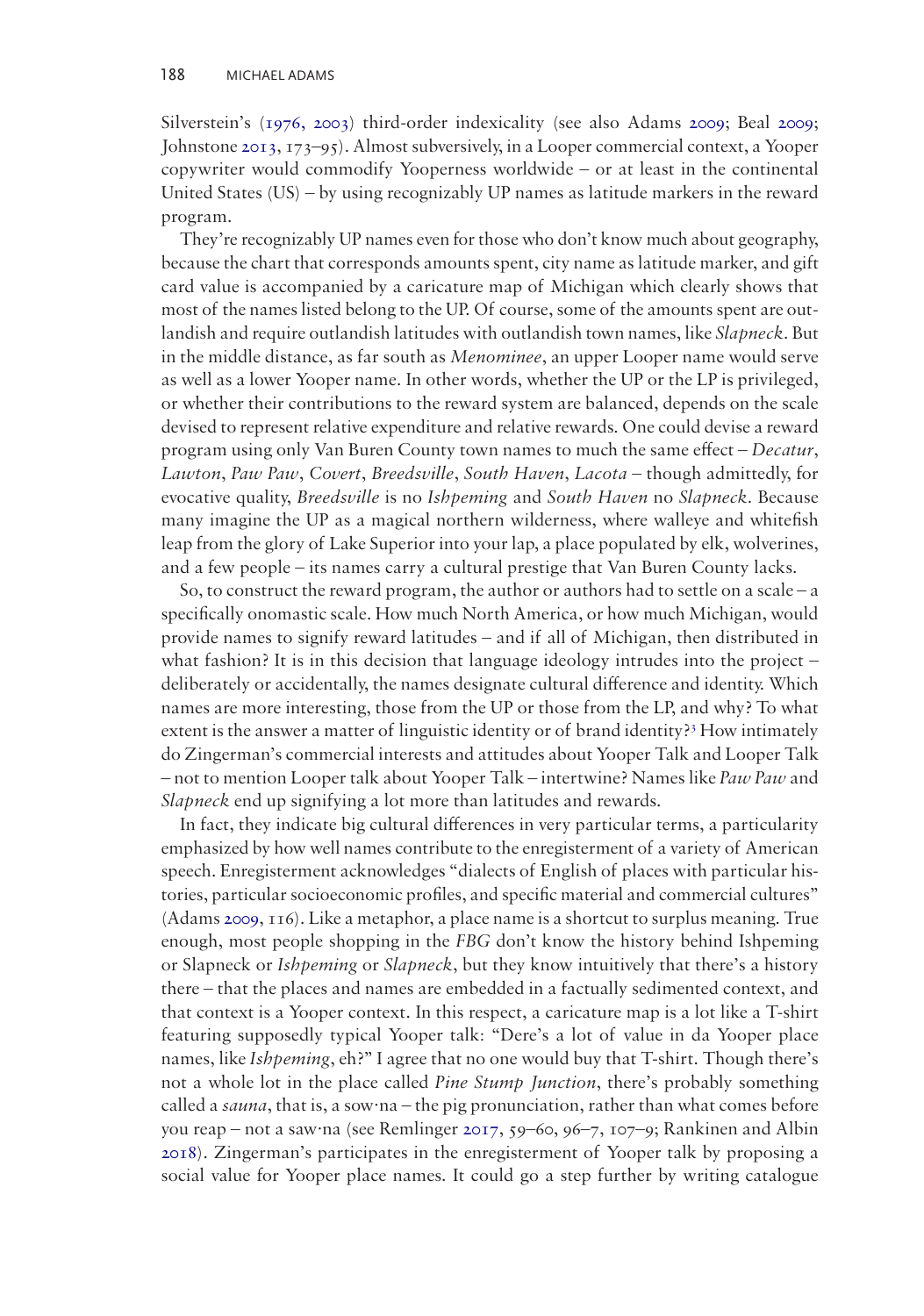Silverstein's (1976, 2003) third-order indexicality (see also Adams 2009; Beal 2009; Johnstone 2013, 173–95). Almost subversively, in a Looper commercial context, a Yooper copywriter would commodify Yooperness worldwide – or at least in the continental United States (US) – by using recognizably UP names as latitude markers in the reward program.

They're recognizably UP names even for those who don't know much about geography, because the chart that corresponds amounts spent, city name as latitude marker, and gift card value is accompanied by a caricature map of Michigan which clearly shows that most of the names listed belong to the UP. Of course, some of the amounts spent are outlandish and require outlandish latitudes with outlandish town names, like *Slapneck*. But in the middle distance, as far south as *Menominee*, an upper Looper name would serve as well as a lower Yooper name. In other words, whether the UP or the LP is privileged, or whether their contributions to the reward system are balanced, depends on the scale devised to represent relative expenditure and relative rewards. One could devise a reward program using only Van Buren County town names to much the same effect – *Decatur*, *Lawton*, *Paw Paw*, *Covert*, *Breedsville*, *South Haven*, *Lacota* – though admittedly, for evocative quality, *Breedsville* is no *Ishpeming* and *South Haven* no *Slapneck*. Because many imagine the UP as a magical northern wilderness, where walleye and whitefish leap from the glory of Lake Superior into your lap, a place populated by elk, wolverines, and a few people – its names carry a cultural prestige that Van Buren County lacks.

So, to construct the reward program, the author or authors had to settle on a scale – a specifically onomastic scale. How much North America, or how much Michigan, would provide names to signify reward latitudes – and if all of Michigan, then distributed in what fashion? It is in this decision that language ideology intrudes into the project – deliberately or accidentally, the names designate cultural difference and identity. Which names are more interesting, those from the UP or those from the LP, and why? To what extent is the answer a matter of linguistic identity or of brand identity?[3] How intimately do Zingerman's commercial interests and attitudes about Yooper Talk and Looper Talk – not to mention Looper talk about Yooper Talk – intertwine? Names like *Paw Paw* and *Slapneck* end up signifying a lot more than latitudes and rewards.

In fact, they indicate big cultural differences in very particular terms, a particularity emphasized by how well names contribute to the enregisterment of a variety of American speech. Enregisterment acknowledges "dialects of English of places with particular histories, particular socioeconomic profiles, and specific material and commercial cultures" (Adams 2009, 116). Like a metaphor, a place name is a shortcut to surplus meaning. True enough, most people shopping in the *FBG* don't know the history behind Ishpeming or Slapneck or *Ishpeming* or *Slapneck*, but they know intuitively that there's a history there – that the places and names are embedded in a factually sedimented context, and that context is a Yooper context. In this respect, a caricature map is a lot like a T-shirt featuring supposedly typical Yooper talk: "Dere's a lot of value in da Yooper place names, like *Ishpeming*, eh?" I agree that no one would buy that T-shirt. Though there's not a whole lot in the place called *Pine Stump Junction*, there's probably something called a *sauna*, that is, a sow·na – the pig pronunciation, rather than what comes before you reap – not a saw·na (see Remlinger 2017, 59–60, 96–7, 107–9; Rankinen and Albin 2018). Zingerman's participates in the enregisterment of Yooper talk by proposing a social value for Yooper place names. It could go a step further by writing catalogue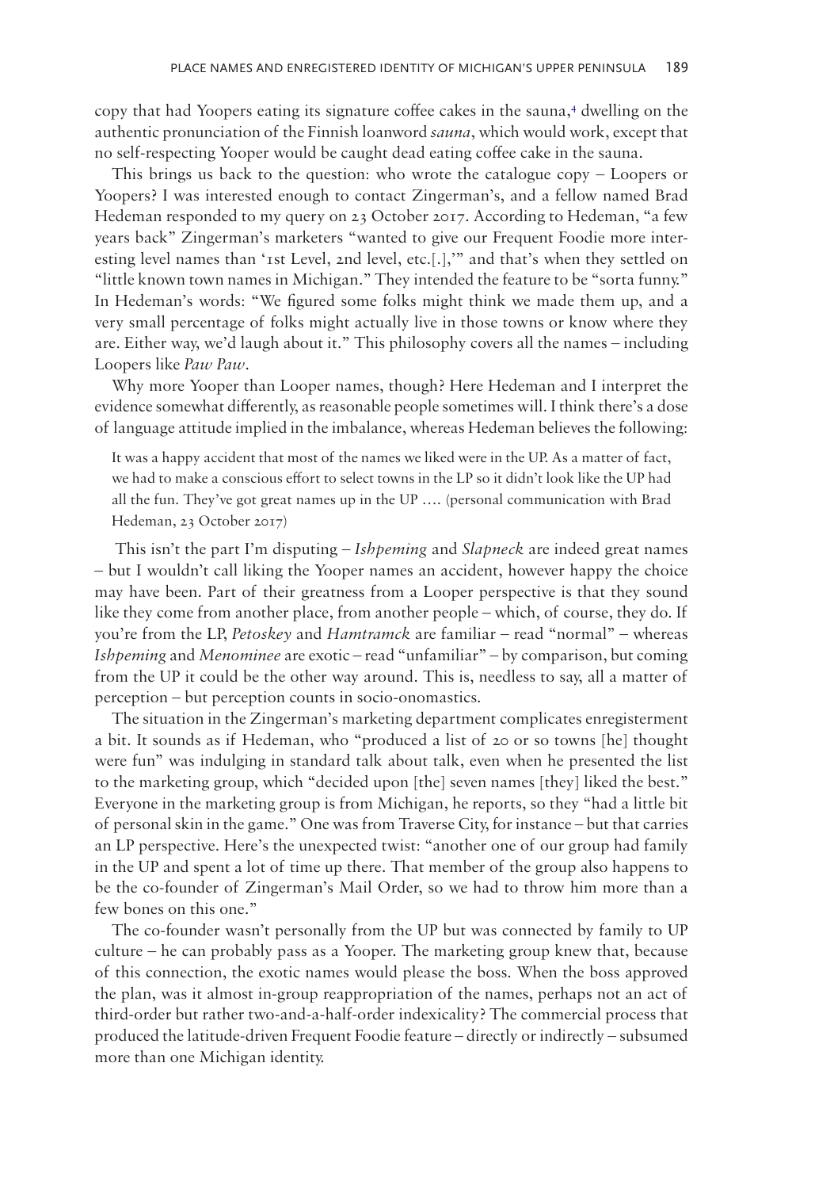copy that had Yoopers eating its signature coffee cakes in the sauna,[4] dwelling on the authentic pronunciation of the Finnish loanword *sauna*, which would work, except that no self-respecting Yooper would be caught dead eating coffee cake in the sauna.

This brings us back to the question: who wrote the catalogue copy – Loopers or Yoopers? I was interested enough to contact Zingerman's, and a fellow named Brad Hedeman responded to my query on 23 October 2017. According to Hedeman, "a few years back" Zingerman's marketers "wanted to give our Frequent Foodie more interesting level names than '1st Level, 2nd level, etc.[.],'" and that's when they settled on "little known town names in Michigan." They intended the feature to be "sorta funny." In Hedeman's words: "We figured some folks might think we made them up, and a very small percentage of folks might actually live in those towns or know where they are. Either way, we'd laugh about it." This philosophy covers all the names – including Loopers like *Paw Paw*.

Why more Yooper than Looper names, though? Here Hedeman and I interpret the evidence somewhat differently, as reasonable people sometimes will. I think there's a dose of language attitude implied in the imbalance, whereas Hedeman believes the following:

> It was a happy accident that most of the names we liked were in the UP. As a matter of fact, we had to make a conscious effort to select towns in the LP so it didn't look like the UP had all the fun. They've got great names up in the UP …. (personal communication with Brad Hedeman, 23 October 2017)

This isn't the part I'm disputing – *Ishpeming* and *Slapneck* are indeed great names – but I wouldn't call liking the Yooper names an accident, however happy the choice may have been. Part of their greatness from a Looper perspective is that they sound like they come from another place, from another people – which, of course, they do. If you're from the LP, *Petoskey* and *Hamtramck* are familiar – read "normal" – whereas *Ishpeming* and *Menominee* are exotic – read "unfamiliar" – by comparison, but coming from the UP it could be the other way around. This is, needless to say, all a matter of perception – but perception counts in socio-onomastics.

The situation in the Zingerman's marketing department complicates enregisterment a bit. It sounds as if Hedeman, who "produced a list of 20 or so towns [he] thought were fun" was indulging in standard talk about talk, even when he presented the list to the marketing group, which "decided upon [the] seven names [they] liked the best." Everyone in the marketing group is from Michigan, he reports, so they "had a little bit of personal skin in the game." One was from Traverse City, for instance – but that carries an LP perspective. Here's the unexpected twist: "another one of our group had family in the UP and spent a lot of time up there. That member of the group also happens to be the co-founder of Zingerman's Mail Order, so we had to throw him more than a few bones on this one."

The co-founder wasn't personally from the UP but was connected by family to UP culture – he can probably pass as a Yooper. The marketing group knew that, because of this connection, the exotic names would please the boss. When the boss approved the plan, was it almost in-group reappropriation of the names, perhaps not an act of third-order but rather two-and-a-half-order indexicality? The commercial process that produced the latitude-driven Frequent Foodie feature – directly or indirectly – subsumed more than one Michigan identity.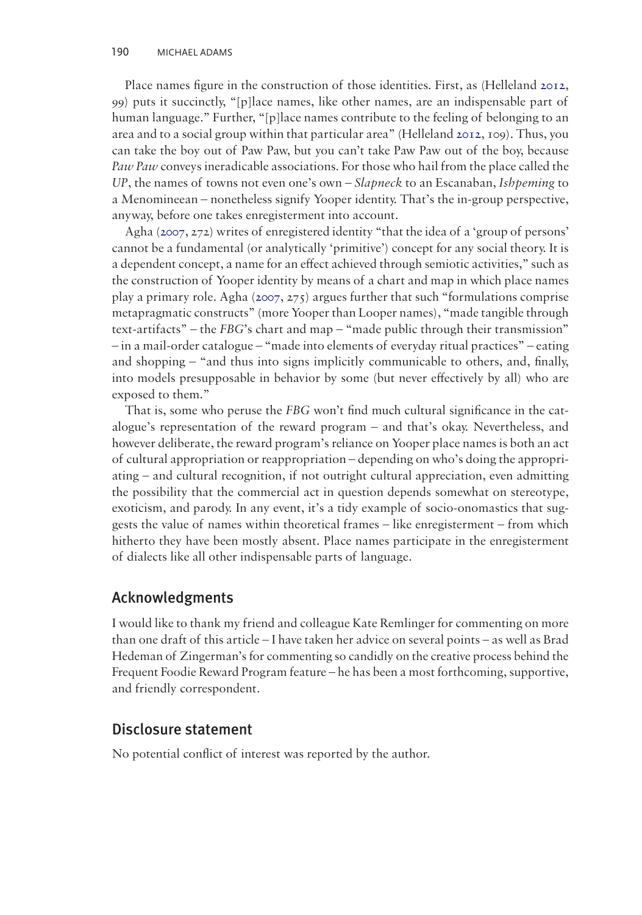Place names figure in the construction of those identities. First, as (Helleland 2012, 99) puts it succinctly, "[p]lace names, like other names, are an indispensable part of human language." Further, "[p]lace names contribute to the feeling of belonging to an area and to a social group within that particular area" (Helleland 2012, 109). Thus, you can take the boy out of Paw Paw, but you can't take Paw Paw out of the boy, because *Paw Paw* conveys ineradicable associations. For those who hail from the place called the *UP*, the names of towns not even one's own – *Slapneck* to an Escanaban, *Ishpeming* to a Menomineean – nonetheless signify Yooper identity. That's the in-group perspective, anyway, before one takes enregisterment into account.

Agha (2007, 272) writes of enregistered identity "that the idea of a 'group of persons' cannot be a fundamental (or analytically 'primitive') concept for any social theory. It is a dependent concept, a name for an effect achieved through semiotic activities," such as the construction of Yooper identity by means of a chart and map in which place names play a primary role. Agha (2007, 275) argues further that such "formulations comprise metapragmatic constructs" (more Yooper than Looper names), "made tangible through text-artifacts" – the *FBG*'s chart and map – "made public through their transmission" – in a mail-order catalogue – "made into elements of everyday ritual practices" – eating and shopping – "and thus into signs implicitly communicable to others, and, finally, into models presupposable in behavior by some (but never effectively by all) who are exposed to them."

That is, some who peruse the *FBG* won't find much cultural significance in the catalogue's representation of the reward program – and that's okay. Nevertheless, and however deliberate, the reward program's reliance on Yooper place names is both an act of cultural appropriation or reappropriation – depending on who's doing the appropriating – and cultural recognition, if not outright cultural appreciation, even admitting the possibility that the commercial act in question depends somewhat on stereotype, exoticism, and parody. In any event, it's a tidy example of socio-onomastics that suggests the value of names within theoretical frames – like enregisterment – from which hitherto they have been mostly absent. Place names participate in the enregisterment of dialects like all other indispensable parts of language.

## Acknowledgments

I would like to thank my friend and colleague Kate Remlinger for commenting on more than one draft of this article – I have taken her advice on several points – as well as Brad Hedeman of Zingerman's for commenting so candidly on the creative process behind the Frequent Foodie Reward Program feature – he has been a most forthcoming, supportive, and friendly correspondent.

## Disclosure statement

No potential conflict of interest was reported by the author.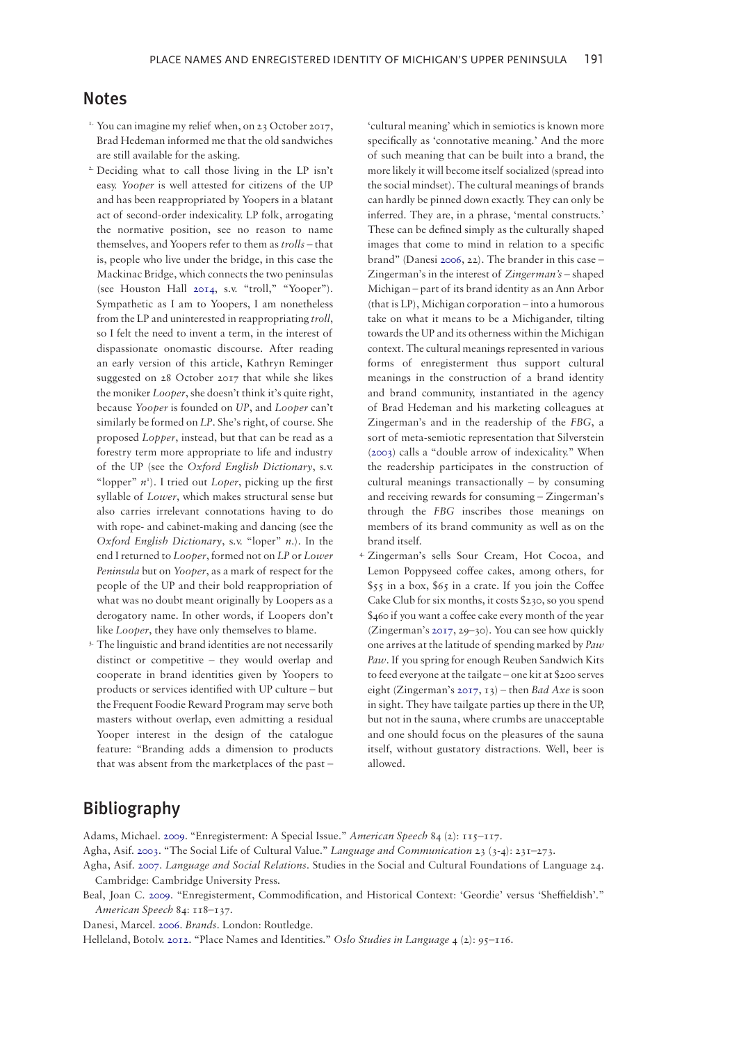## Notes

1. You can imagine my relief when, on 23 October 2017, Brad Hedeman informed me that the old sandwiches are still available for the asking.
2. Deciding what to call those living in the LP isn't easy. *Yooper* is well attested for citizens of the UP and has been reappropriated by Yoopers in a blatant act of second-order indexicality. LP folk, arrogating the normative position, see no reason to name themselves, and Yoopers refer to them as *trolls* – that is, people who live under the bridge, in this case the Mackinac Bridge, which connects the two peninsulas (see Houston Hall 2014, s.v. "troll," "Yooper"). Sympathetic as I am to Yoopers, I am nonetheless from the LP and uninterested in reappropriating *troll*, so I felt the need to invent a term, in the interest of dispassionate onomastic discourse. After reading an early version of this article, Kathryn Reminger suggested on 28 October 2017 that while she likes the moniker *Looper*, she doesn't think it's quite right, because *Yooper* is founded on *UP*, and *Looper* can't similarly be formed on *LP*. She's right, of course. She proposed *Lopper*, instead, but that can be read as a forestry term more appropriate to life and industry of the UP (see the *Oxford English Dictionary*, s.v. "lopper" *n*[1]). I tried out *Loper*, picking up the first syllable of *Lower*, which makes structural sense but also carries irrelevant connotations having to do with rope- and cabinet-making and dancing (see the *Oxford English Dictionary*, s.v. "loper" *n*.). In the end I returned to *Looper*, formed not on *LP* or *Lower Peninsula* but on *Yooper*, as a mark of respect for the people of the UP and their bold reappropriation of what was no doubt meant originally by Loopers as a derogatory name. In other words, if Loopers don't like *Looper*, they have only themselves to blame.
3. The linguistic and brand identities are not necessarily distinct or competitive – they would overlap and cooperate in brand identities given by Yoopers to products or services identified with UP culture – but the Frequent Foodie Reward Program may serve both masters without overlap, even admitting a residual Yooper interest in the design of the catalogue feature: "Branding adds a dimension to products that was absent from the marketplaces of the past – 'cultural meaning' which in semiotics is known more specifically as 'connotative meaning.' And the more of such meaning that can be built into a brand, the more likely it will become itself socialized (spread into the social mindset). The cultural meanings of brands can hardly be pinned down exactly. They can only be inferred. They are, in a phrase, 'mental constructs.' These can be defined simply as the culturally shaped images that come to mind in relation to a specific brand" (Danesi 2006, 22). The brander in this case – Zingerman's in the interest of *Zingerman's* – shaped Michigan – part of its brand identity as an Ann Arbor (that is LP), Michigan corporation – into a humorous take on what it means to be a Michigander, tilting towards the UP and its otherness within the Michigan context. The cultural meanings represented in various forms of enregisterment thus support cultural meanings in the construction of a brand identity and brand community, instantiated in the agency of Brad Hedeman and his marketing colleagues at Zingerman's and in the readership of the *FBG*, a sort of meta-semiotic representation that Silverstein (2003) calls a "double arrow of indexicality." When the readership participates in the construction of cultural meanings transactionally – by consuming and receiving rewards for consuming – Zingerman's through the *FBG* inscribes those meanings on members of its brand community as well as on the brand itself.
4. Zingerman's sells Sour Cream, Hot Cocoa, and Lemon Poppyseed coffee cakes, among others, for $55 in a box, $65 in a crate. If you join the Coffee Cake Club for six months, it costs $230, so you spend $460 if you want a coffee cake every month of the year (Zingerman's 2017, 29–30). You can see how quickly one arrives at the latitude of spending marked by *Paw Paw*. If you spring for enough Reuben Sandwich Kits to feed everyone at the tailgate – one kit at $200 serves eight (Zingerman's 2017, 13) – then *Bad Axe* is soon in sight. They have tailgate parties up there in the UP, but not in the sauna, where crumbs are unacceptable and one should focus on the pleasures of the sauna itself, without gustatory distractions. Well, beer is allowed.

## Bibliography

Adams, Michael. 2009. "Enregisterment: A Special Issue." *American Speech* 84 (2): 115–117.

Agha, Asif. 2003. "The Social Life of Cultural Value." *Language and Communication* 23 (3-4): 231–273.

Agha, Asif. 2007. *Language and Social Relations*. Studies in the Social and Cultural Foundations of Language 24. Cambridge: Cambridge University Press.

Beal, Joan C. 2009. "Enregisterment, Commodification, and Historical Context: 'Geordie' versus 'Sheffieldish'." *American Speech* 84: 118–137.

Danesi, Marcel. 2006. *Brands*. London: Routledge.

Helleland, Botolv. 2012. "Place Names and Identities." *Oslo Studies in Language* 4 (2): 95–116.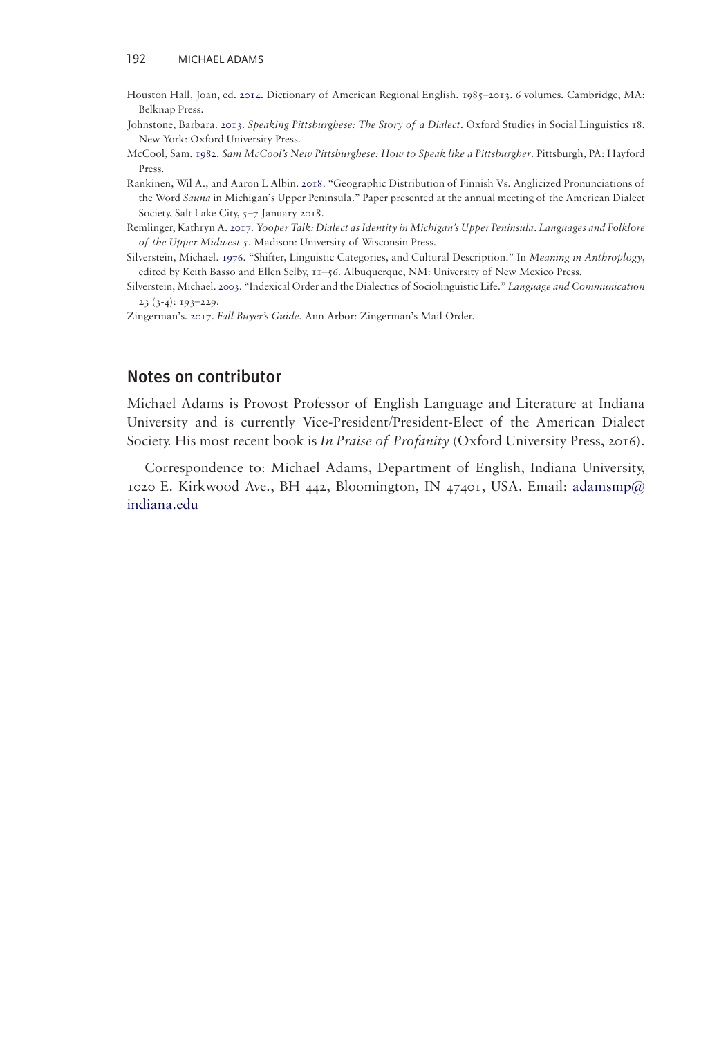Houston Hall, Joan, ed. 2014. Dictionary of American Regional English. 1985–2013. 6 volumes. Cambridge, MA: Belknap Press.

Johnstone, Barbara. 2013. *Speaking Pittsburghese: The Story of a Dialect*. Oxford Studies in Social Linguistics 18. New York: Oxford University Press.

McCool, Sam. 1982. *Sam McCool's New Pittsburghese: How to Speak like a Pittsburgher*. Pittsburgh, PA: Hayford Press.

Rankinen, Wil A., and Aaron L Albin. 2018. "Geographic Distribution of Finnish Vs. Anglicized Pronunciations of the Word *Sauna* in Michigan's Upper Peninsula." Paper presented at the annual meeting of the American Dialect Society, Salt Lake City, 5–7 January 2018.

Remlinger, Kathryn A. 2017. *Yooper Talk: Dialect as Identity in Michigan's Upper Peninsula*. *Languages and Folklore of the Upper Midwest 5*. Madison: University of Wisconsin Press.

Silverstein, Michael. 1976. "Shifter, Linguistic Categories, and Cultural Description." In *Meaning in Anthroplogy*, edited by Keith Basso and Ellen Selby, 11–56. Albuquerque, NM: University of New Mexico Press.

Silverstein, Michael. 2003. "Indexical Order and the Dialectics of Sociolinguistic Life." *Language and Communication* 23 (3-4): 193–229.

Zingerman's. 2017. *Fall Buyer's Guide*. Ann Arbor: Zingerman's Mail Order.

## Notes on contributor

Michael Adams is Provost Professor of English Language and Literature at Indiana University and is currently Vice-President/President-Elect of the American Dialect Society. His most recent book is *In Praise of Profanity* (Oxford University Press, 2016).

Correspondence to: Michael Adams, Department of English, Indiana University, 1020 E. Kirkwood Ave., BH 442, Bloomington, IN 47401, USA. Email: adamsmp@indiana.edu